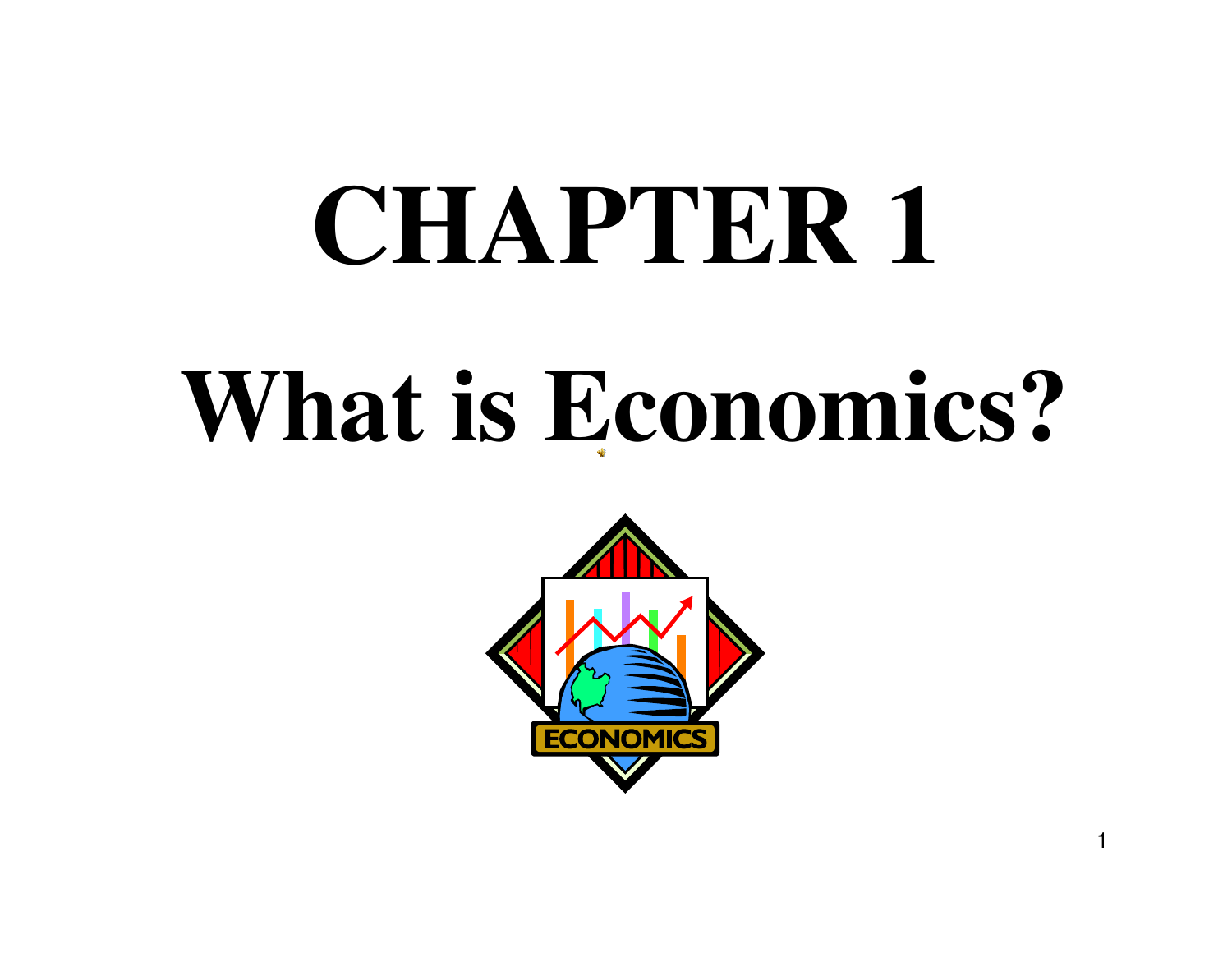# CHAPTER 1

# What is Economics?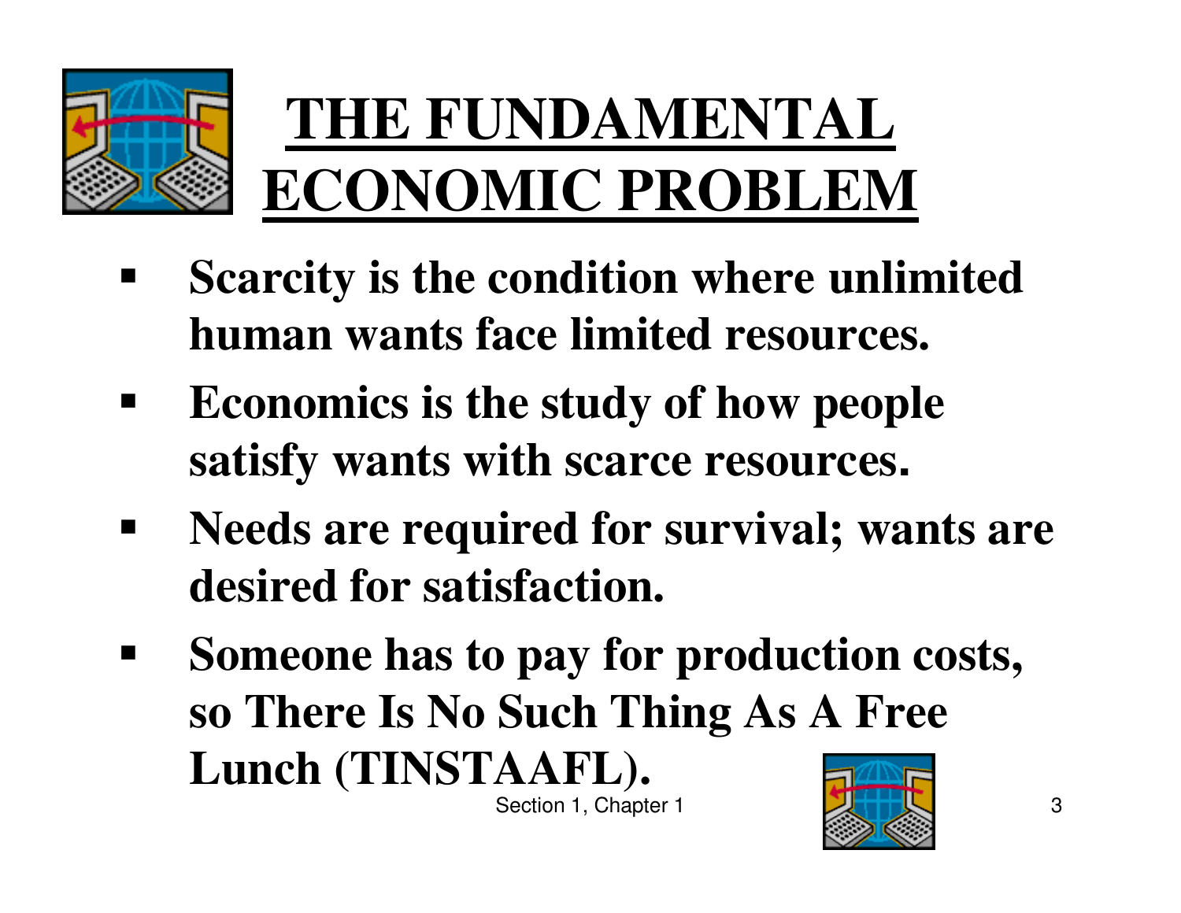# THE FUNDAMENTAL ECONOMIC PROBLEM

- **Scarcity is the condition where unlimited human wants face limited resources.**
- **Economics is the study of how people satisfy wants with scarce resources.**
- **Needs are required for survival; wants are desired for satisfaction.**
- **Someone has to pay for production costs, so There Is No Such Thing As A Free Lunch (TINSTAAFL).**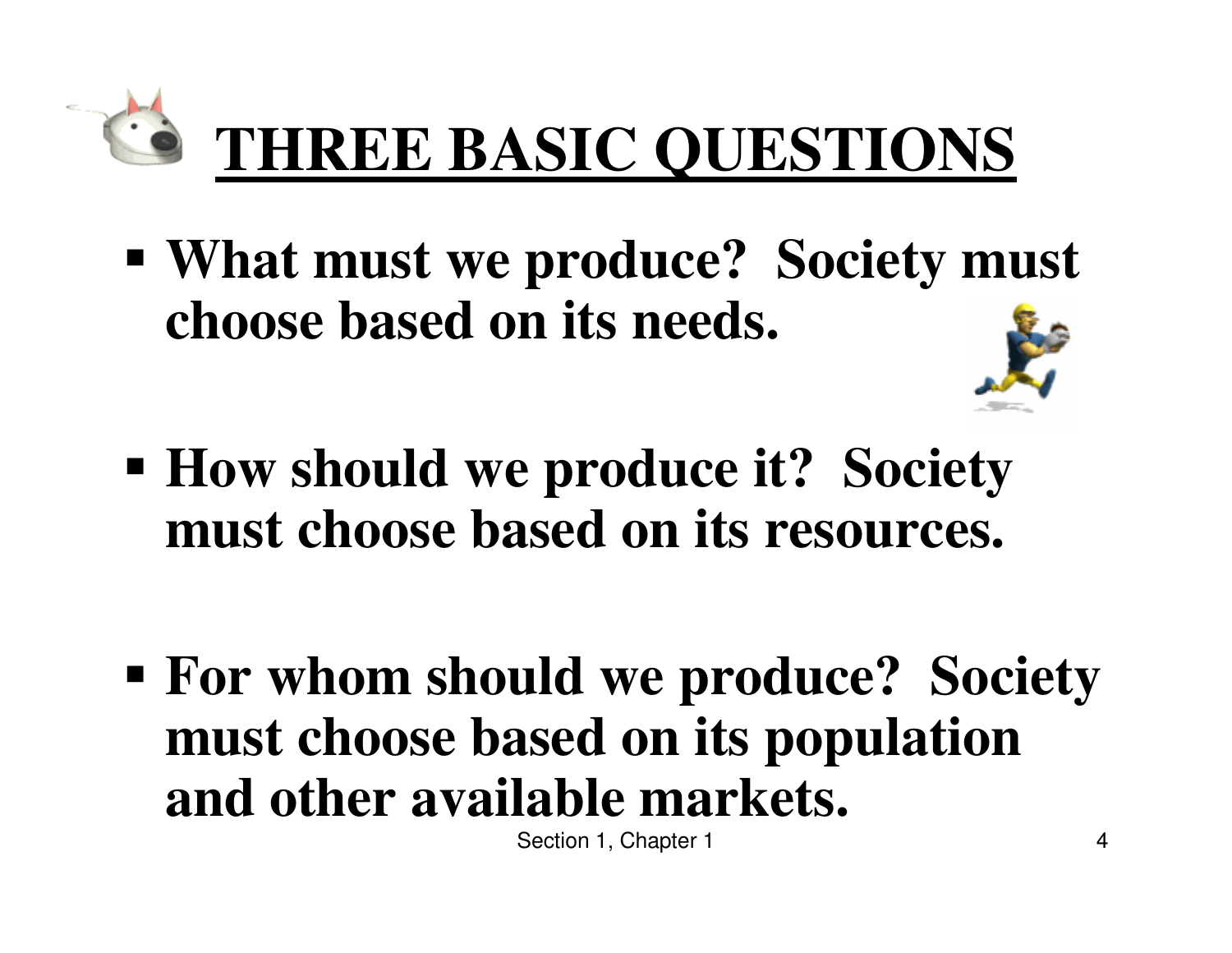# THREE BASIC QUESTIONS

- **What must we produce? Society must choose based on its needs.**
- **How should we produce it? Society must choose based on its resources.**
- **For whom should we produce? Society must choose based on its population and other available markets.**

Section 1, Chapter 1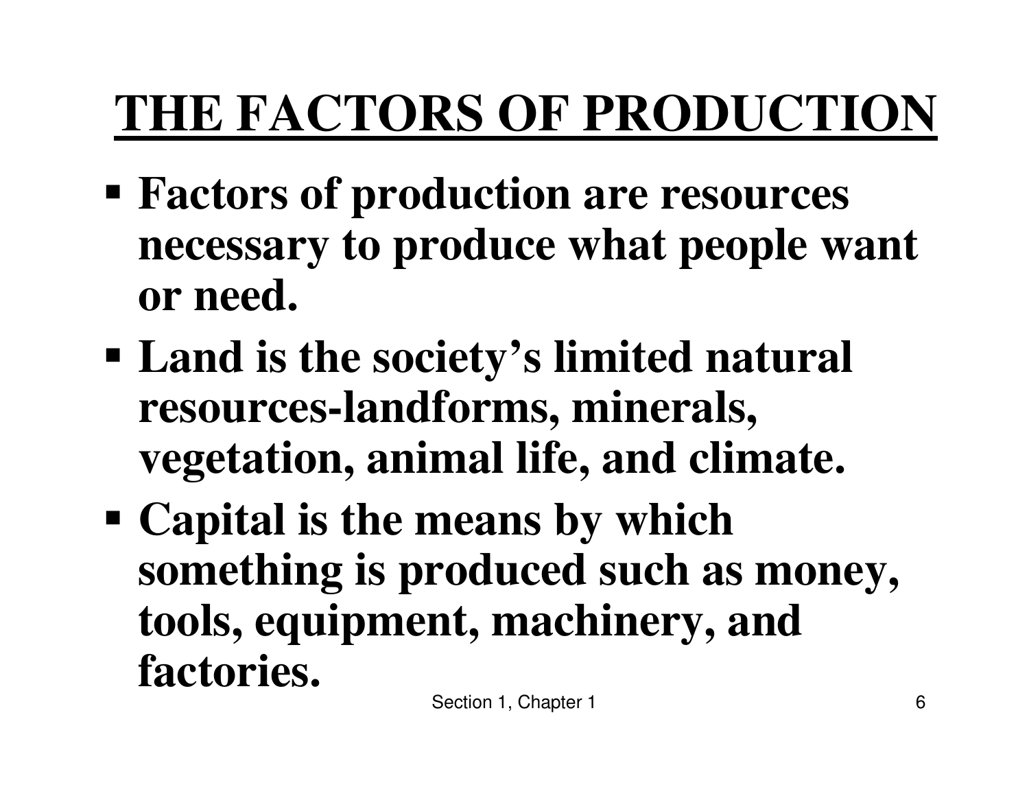# THE FACTORS OF PRODUCTION

- Factors of production are resources necessary to produce what people want or need.
- Land is the society's limited natural resources-landforms, minerals, vegetation, animal life, and climate.
- Capital is the means by which something is produced such as money, tools, equipment, machinery, and factories.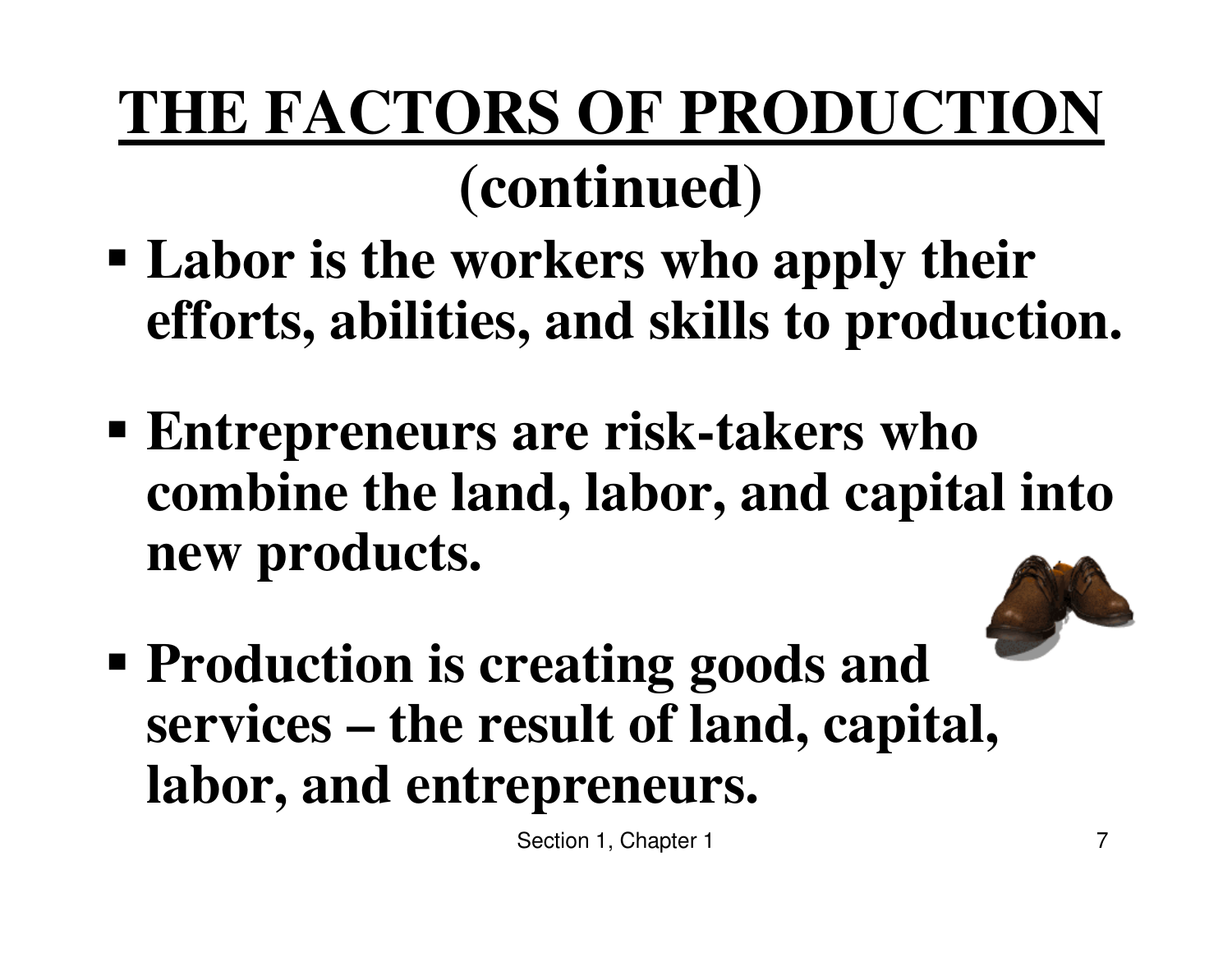# THE FACTORS OF PRODUCTION (continued)

- **Labor is the workers who apply their efforts, abilities, and skills to production.**
- **Entrepreneurs are risk-takers who combine the land, labor, and capital into new products.**
- **Production is creating goods and services – the result of land, capital, labor, and entrepreneurs.**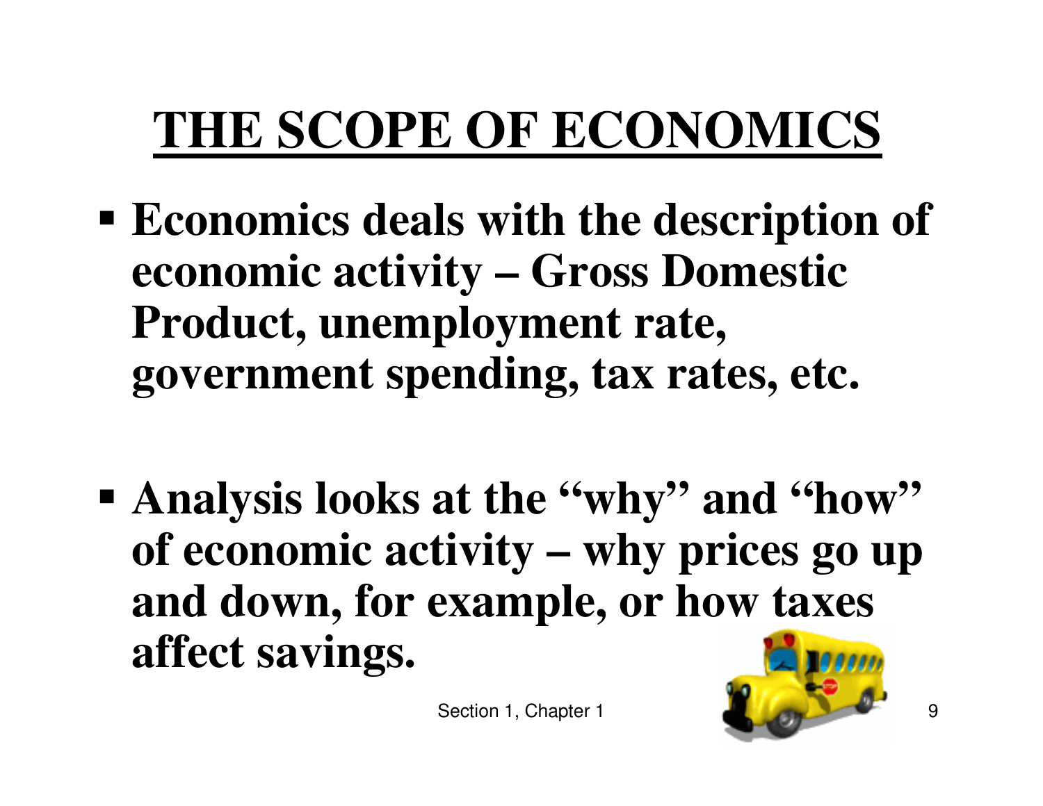# THE SCOPE OF ECONOMICS

- **Economics deals with the description of economic activity – Gross Domestic Product, unemployment rate, government spending, tax rates, etc.**

- **Analysis looks at the "why" and "how" of economic activity – why prices go up and down, for example, or how taxes affect savings.**

Section 1, Chapter 1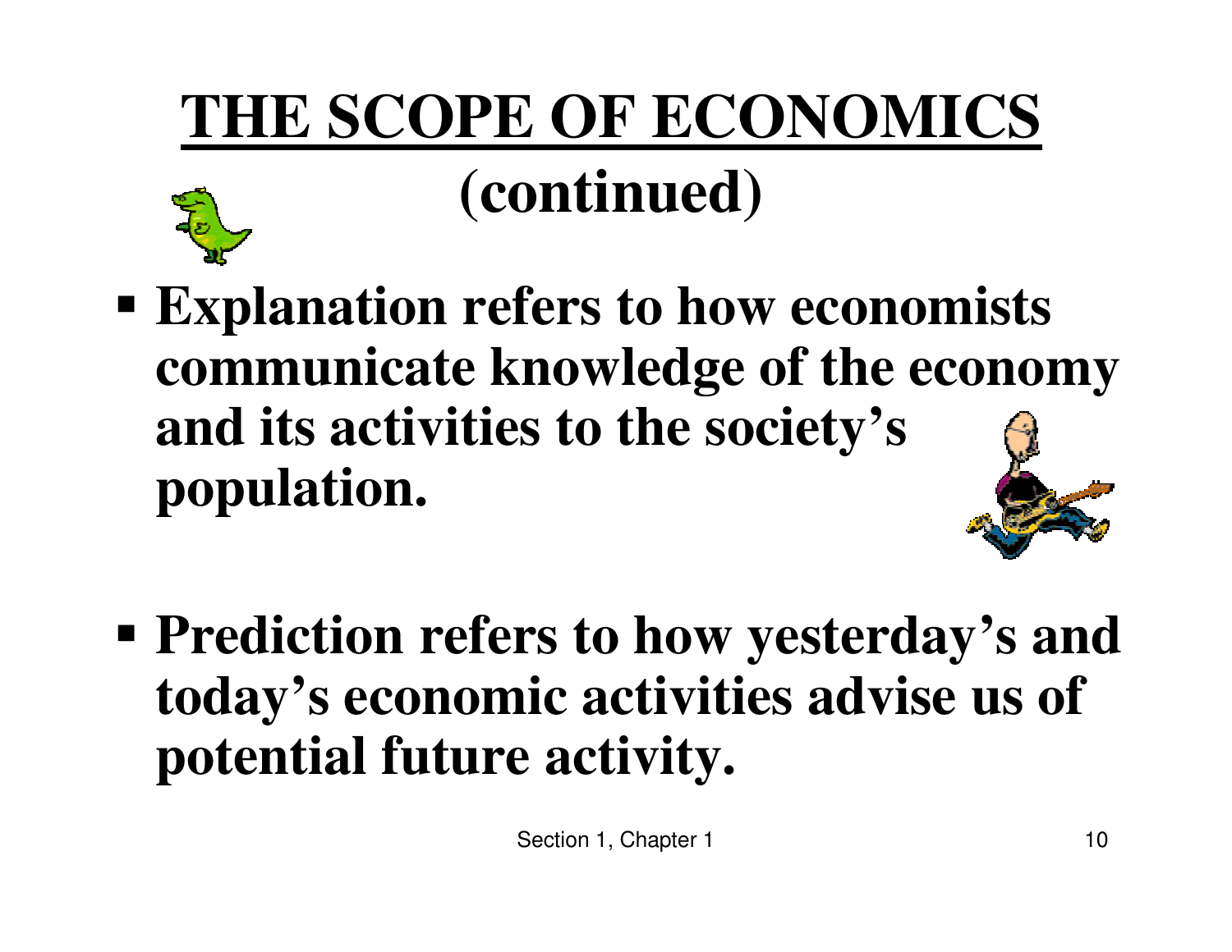# THE SCOPE OF ECONOMICS (continued)

- **Explanation refers to how economists communicate knowledge of the economy and its activities to the society's population.**

- **Prediction refers to how yesterday's and today's economic activities advise us of potential future activity.**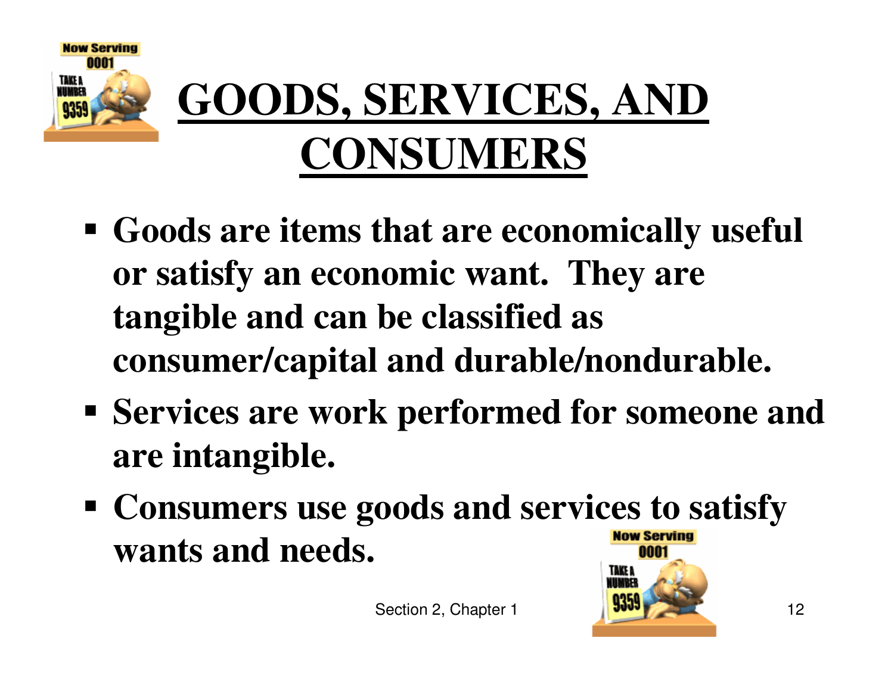# GOODS, SERVICES, AND CONSUMERS

- Goods are items that are economically useful or satisfy an economic want. They are tangible and can be classified as consumer/capital and durable/nondurable.
- Services are work performed for someone and are intangible.
- Consumers use goods and services to satisfy wants and needs.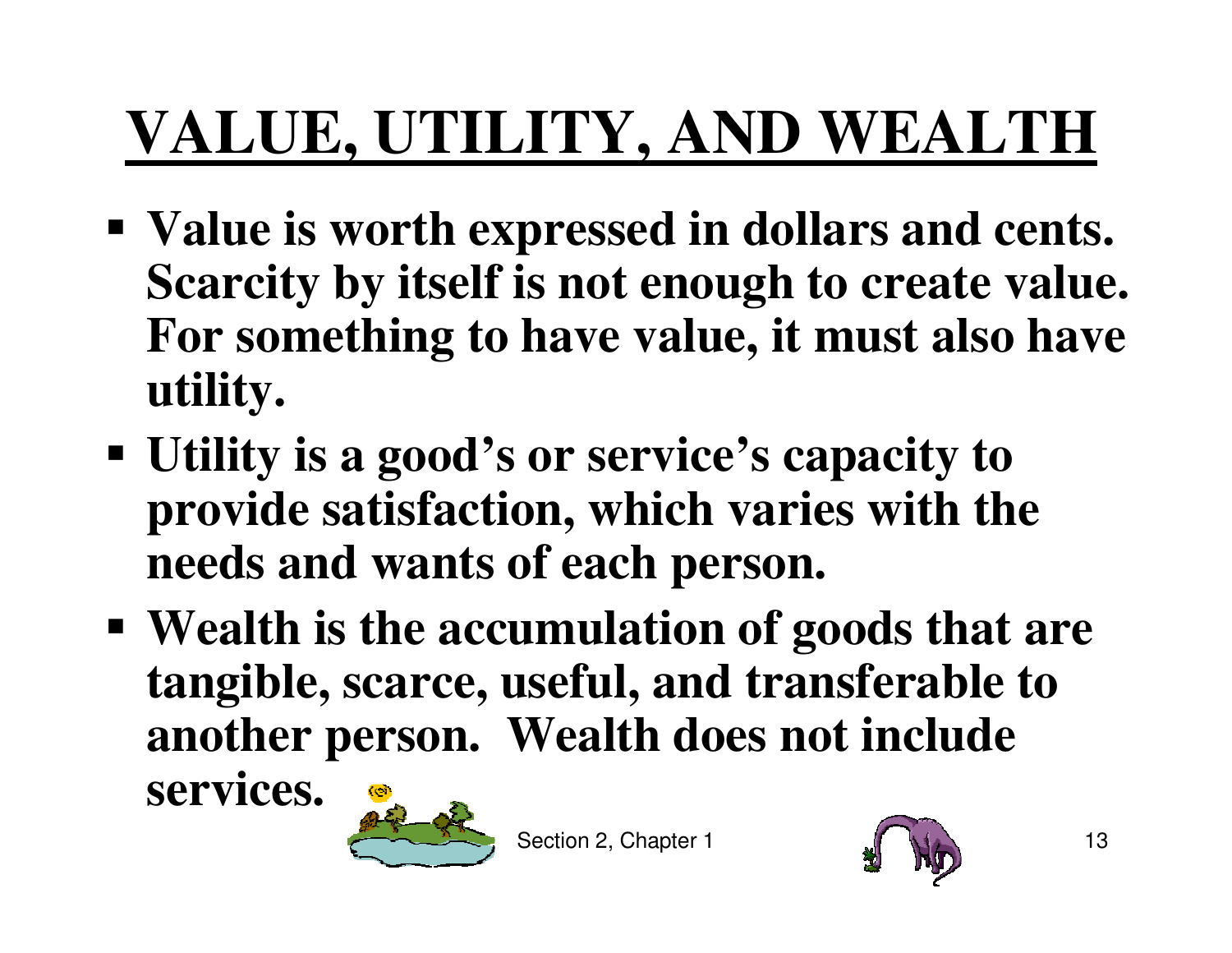# VALUE, UTILITY, AND WEALTH

- **Value is worth expressed in dollars and cents. Scarcity by itself is not enough to create value. For something to have value, it must also have utility.**
- **Utility is a good's or service's capacity to provide satisfaction, which varies with the needs and wants of each person.**
- **Wealth is the accumulation of goods that are tangible, scarce, useful, and transferable to another person. Wealth does not include services.**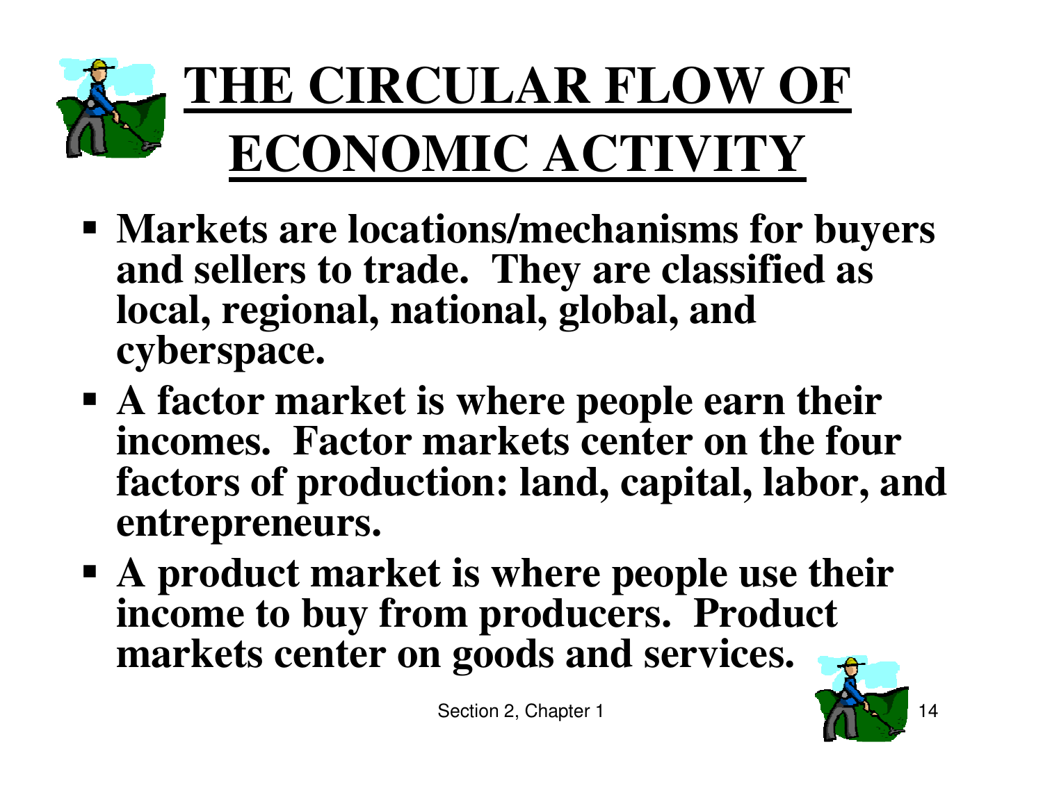# THE CIRCULAR FLOW OF ECONOMIC ACTIVITY

- **Markets are locations/mechanisms for buyers and sellers to trade. They are classified as local, regional, national, global, and cyberspace.**
- **A factor market is where people earn their incomes. Factor markets center on the four factors of production: land, capital, labor, and entrepreneurs.**
- **A product market is where people use their income to buy from producers. Product markets center on goods and services.**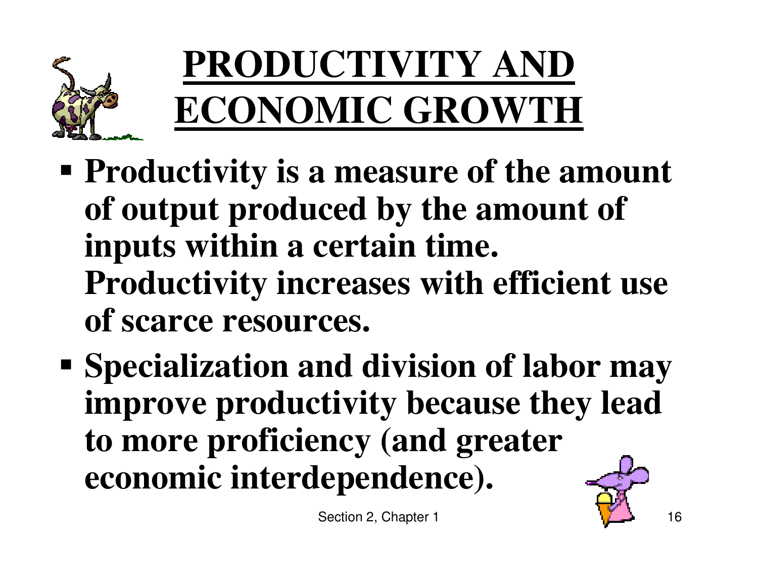# PRODUCTIVITY AND ECONOMIC GROWTH

- **Productivity is a measure of the amount of output produced by the amount of inputs within a certain time. Productivity increases with efficient use of scarce resources.**
- **Specialization and division of labor may improve productivity because they lead to more proficiency (and greater economic interdependence).**

Section 2, Chapter 1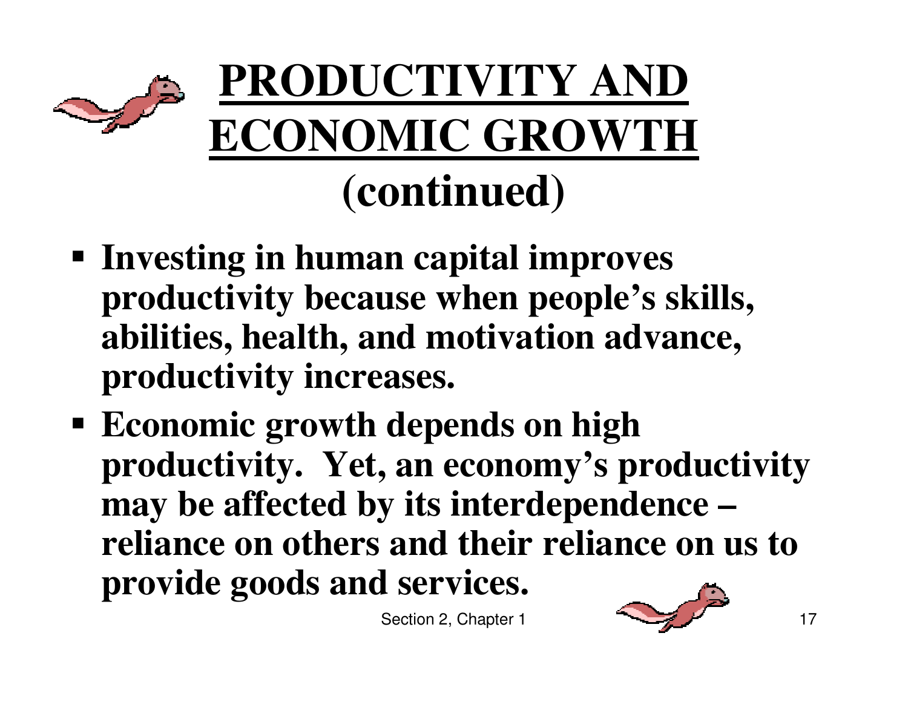# PRODUCTIVITY AND ECONOMIC GROWTH (continued)

- **Investing in human capital improves productivity because when people's skills, abilities, health, and motivation advance, productivity increases.**
- **Economic growth depends on high productivity. Yet, an economy's productivity may be affected by its interdependence – reliance on others and their reliance on us to provide goods and services.**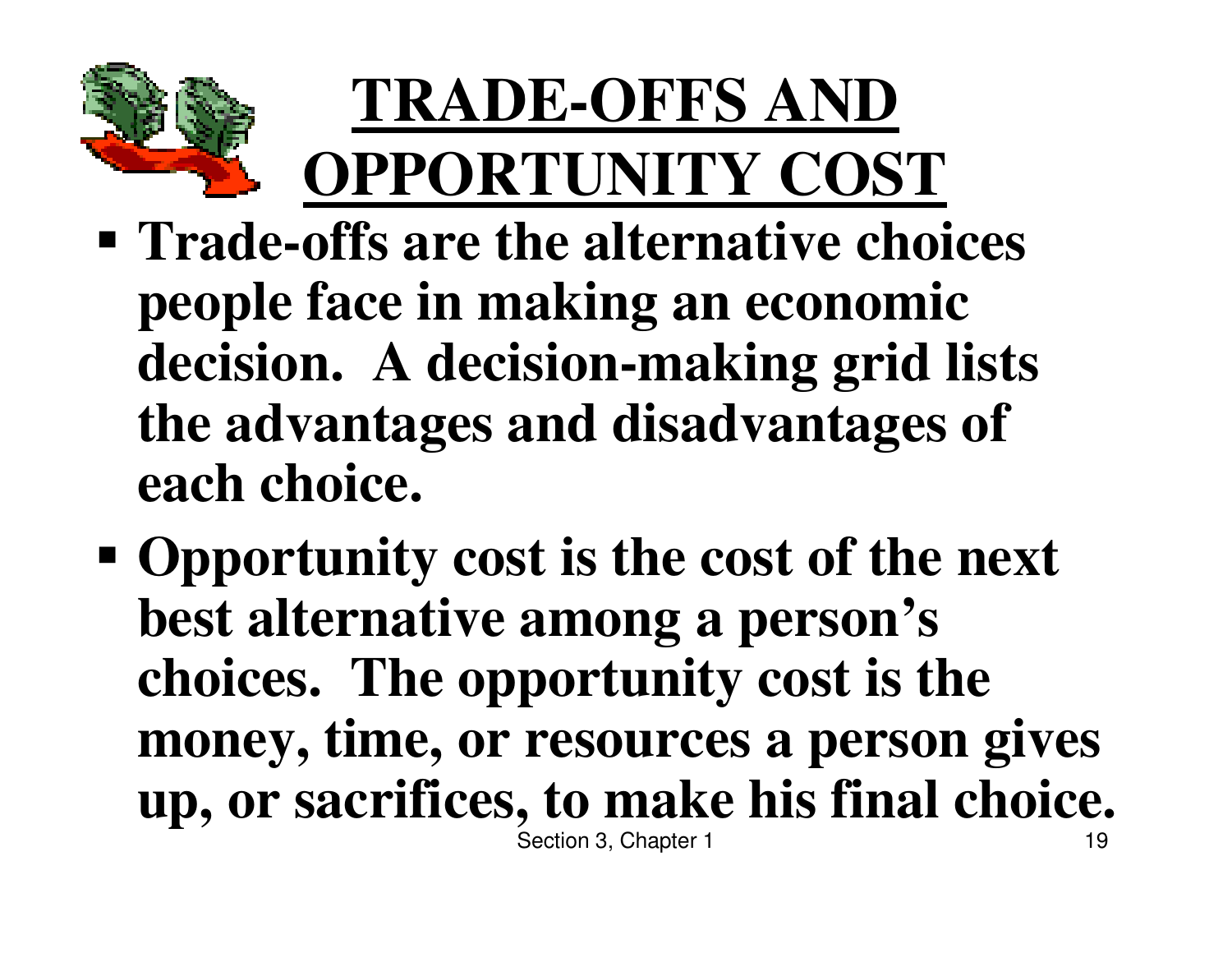# TRADE-OFFS AND OPPORTUNITY COST

- **Trade-offs are the alternative choices people face in making an economic decision. A decision-making grid lists the advantages and disadvantages of each choice.**
- **Opportunity cost is the cost of the next best alternative among a person's choices. The opportunity cost is the money, time, or resources a person gives up, or sacrifices, to make his final choice.**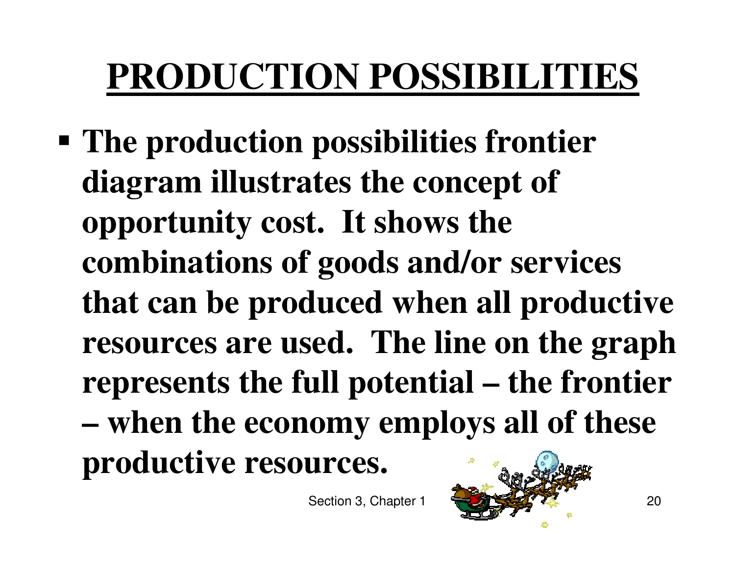# PRODUCTION POSSIBILITIES

- **The production possibilities frontier diagram illustrates the concept of opportunity cost. It shows the combinations of goods and/or services that can be produced when all productive resources are used. The line on the graph represents the full potential – the frontier – when the economy employs all of these productive resources.**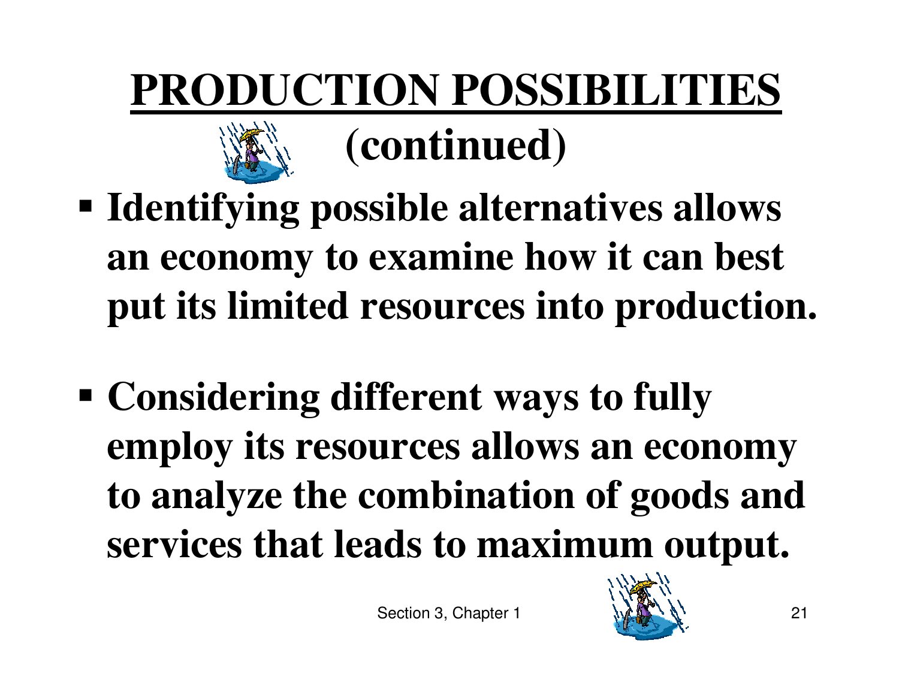# PRODUCTION POSSIBILITIES (continued)

- **Identifying possible alternatives allows an economy to examine how it can best put its limited resources into production.**

- **Considering different ways to fully employ its resources allows an economy to analyze the combination of goods and services that leads to maximum output.**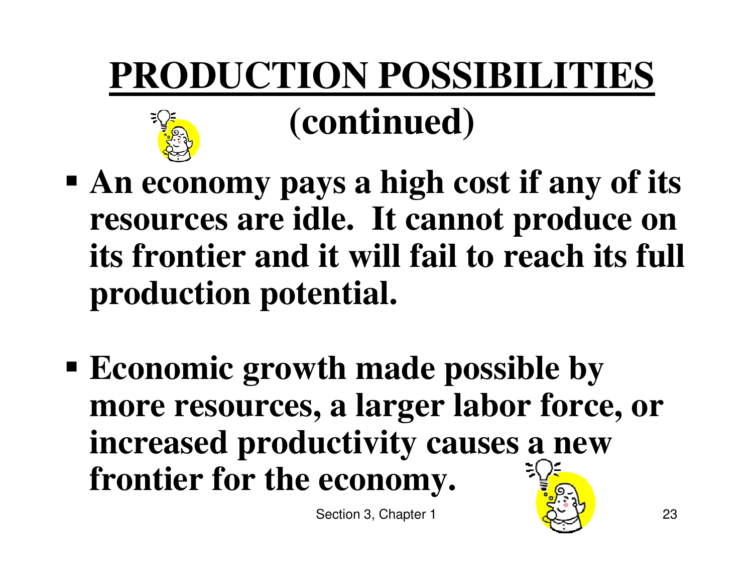# PRODUCTION POSSIBILITIES (continued)

- **An economy pays a high cost if any of its resources are idle. It cannot produce on its frontier and it will fail to reach its full production potential.**

- **Economic growth made possible by more resources, a larger labor force, or increased productivity causes a new frontier for the economy.**

Section 3, Chapter 1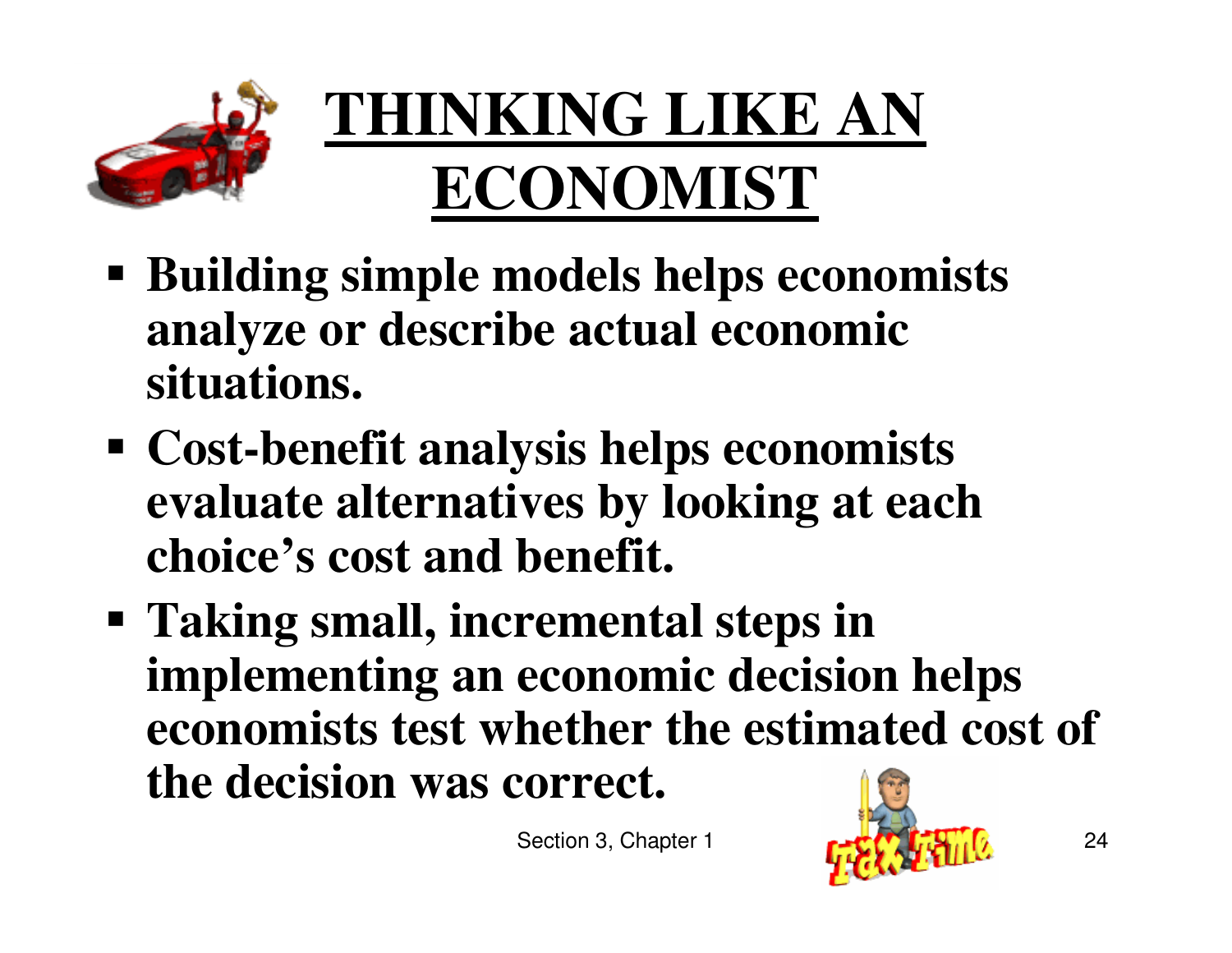# THINKING LIKE AN ECONOMIST

- Building simple models helps economists analyze or describe actual economic situations.
- Cost-benefit analysis helps economists evaluate alternatives by looking at each choice's cost and benefit.
- Taking small, incremental steps in implementing an economic decision helps economists test whether the estimated cost of the decision was correct.